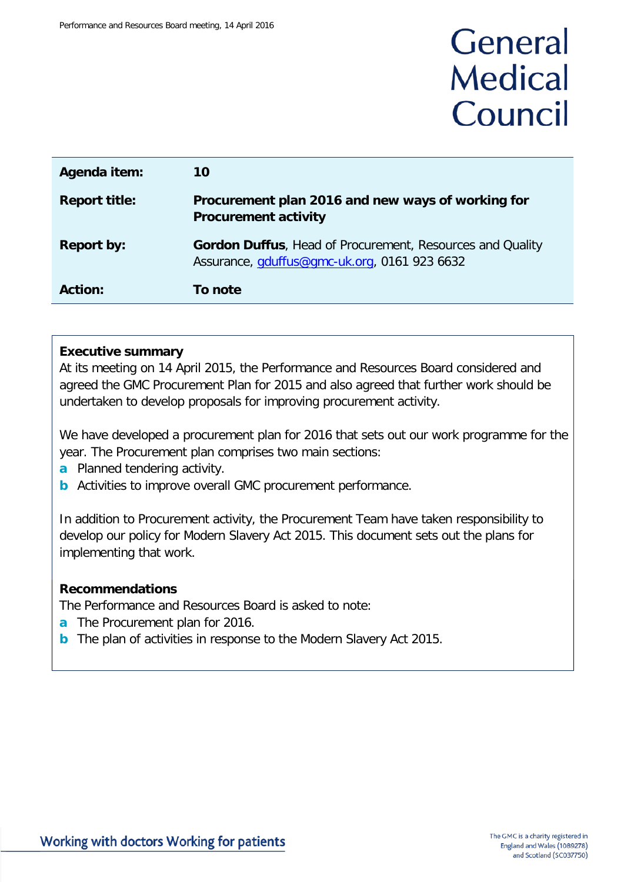General Medical Council

| | |
|---|---|
| **Agenda item:** | **10** |
| **Report title:** | **Procurement plan 2016 and new ways of working for Procurement activity** |
| **Report by:** | **Gordon Duffus**, Head of Procurement, Resources and Quality Assurance, gduffus@gmc-uk.org, 0161 923 6632 |
| **Action:** | **To note** |

**Executive summary**

At its meeting on 14 April 2015, the Performance and Resources Board considered and agreed the GMC Procurement Plan for 2015 and also agreed that further work should be undertaken to develop proposals for improving procurement activity.

We have developed a procurement plan for 2016 that sets out our work programme for the year. The Procurement plan comprises two main sections:

**a** Planned tendering activity.

**b** Activities to improve overall GMC procurement performance.

In addition to Procurement activity, the Procurement Team have taken responsibility to develop our policy for Modern Slavery Act 2015. This document sets out the plans for implementing that work.

**Recommendations**

The Performance and Resources Board is asked to note:

**a** The Procurement plan for 2016.

**b** The plan of activities in response to the Modern Slavery Act 2015.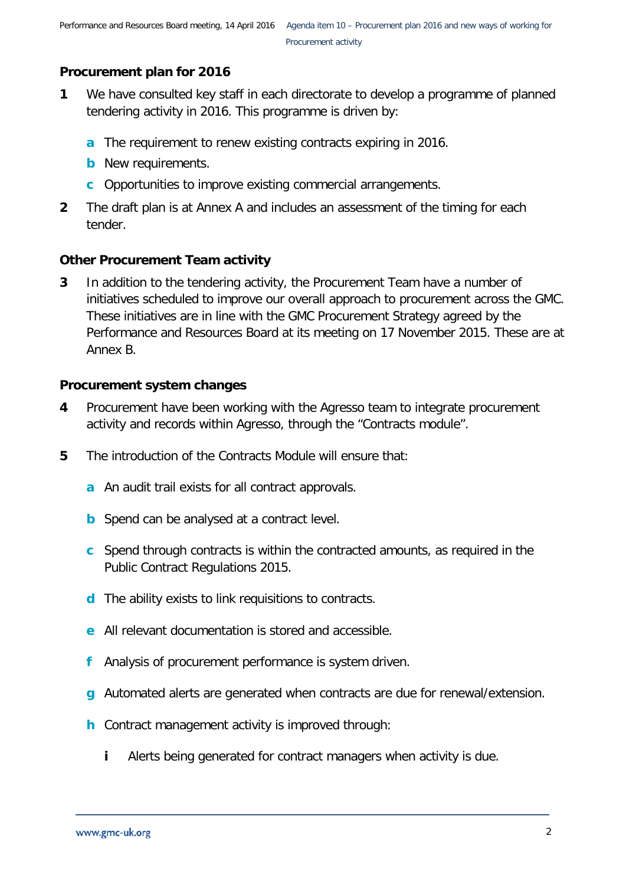## Procurement plan for 2016

**1** We have consulted key staff in each directorate to develop a programme of planned tendering activity in 2016. This programme is driven by:

- **a** The requirement to renew existing contracts expiring in 2016.
- **b** New requirements.
- **c** Opportunities to improve existing commercial arrangements.

**2** The draft plan is at Annex A and includes an assessment of the timing for each tender.

## Other Procurement Team activity

**3** In addition to the tendering activity, the Procurement Team have a number of initiatives scheduled to improve our overall approach to procurement across the GMC. These initiatives are in line with the GMC Procurement Strategy agreed by the Performance and Resources Board at its meeting on 17 November 2015. These are at Annex B.

## Procurement system changes

**4** Procurement have been working with the Agresso team to integrate procurement activity and records within Agresso, through the "Contracts module".

**5** The introduction of the Contracts Module will ensure that:

- **a** An audit trail exists for all contract approvals.
- **b** Spend can be analysed at a contract level.
- **c** Spend through contracts is within the contracted amounts, as required in the Public Contract Regulations 2015.
- **d** The ability exists to link requisitions to contracts.
- **e** All relevant documentation is stored and accessible.
- **f** Analysis of procurement performance is system driven.
- **g** Automated alerts are generated when contracts are due for renewal/extension.
- **h** Contract management activity is improved through:
  - **i** Alerts being generated for contract managers when activity is due.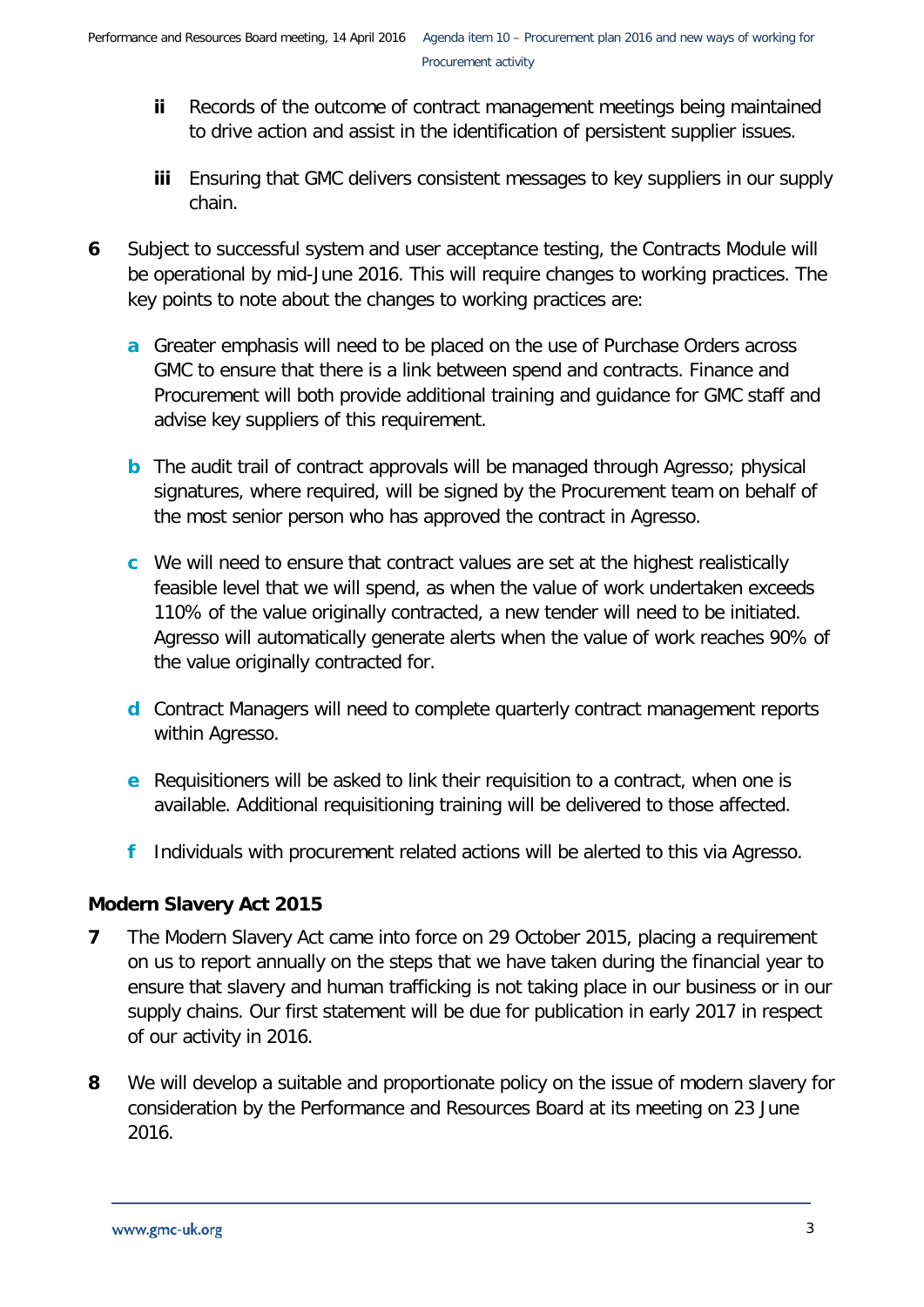ii Records of the outcome of contract management meetings being maintained to drive action and assist in the identification of persistent supplier issues.

iii Ensuring that GMC delivers consistent messages to key suppliers in our supply chain.

6 Subject to successful system and user acceptance testing, the Contracts Module will be operational by mid-June 2016. This will require changes to working practices. The key points to note about the changes to working practices are:

a Greater emphasis will need to be placed on the use of Purchase Orders across GMC to ensure that there is a link between spend and contracts. Finance and Procurement will both provide additional training and guidance for GMC staff and advise key suppliers of this requirement.

b The audit trail of contract approvals will be managed through Agresso; physical signatures, where required, will be signed by the Procurement team on behalf of the most senior person who has approved the contract in Agresso.

c We will need to ensure that contract values are set at the highest realistically feasible level that we will spend, as when the value of work undertaken exceeds 110% of the value originally contracted, a new tender will need to be initiated. Agresso will automatically generate alerts when the value of work reaches 90% of the value originally contracted for.

d Contract Managers will need to complete quarterly contract management reports within Agresso.

e Requisitioners will be asked to link their requisition to a contract, when one is available. Additional requisitioning training will be delivered to those affected.

f Individuals with procurement related actions will be alerted to this via Agresso.

## Modern Slavery Act 2015

7 The Modern Slavery Act came into force on 29 October 2015, placing a requirement on us to report annually on the steps that we have taken during the financial year to ensure that slavery and human trafficking is not taking place in our business or in our supply chains. Our first statement will be due for publication in early 2017 in respect of our activity in 2016.

8 We will develop a suitable and proportionate policy on the issue of modern slavery for consideration by the Performance and Resources Board at its meeting on 23 June 2016.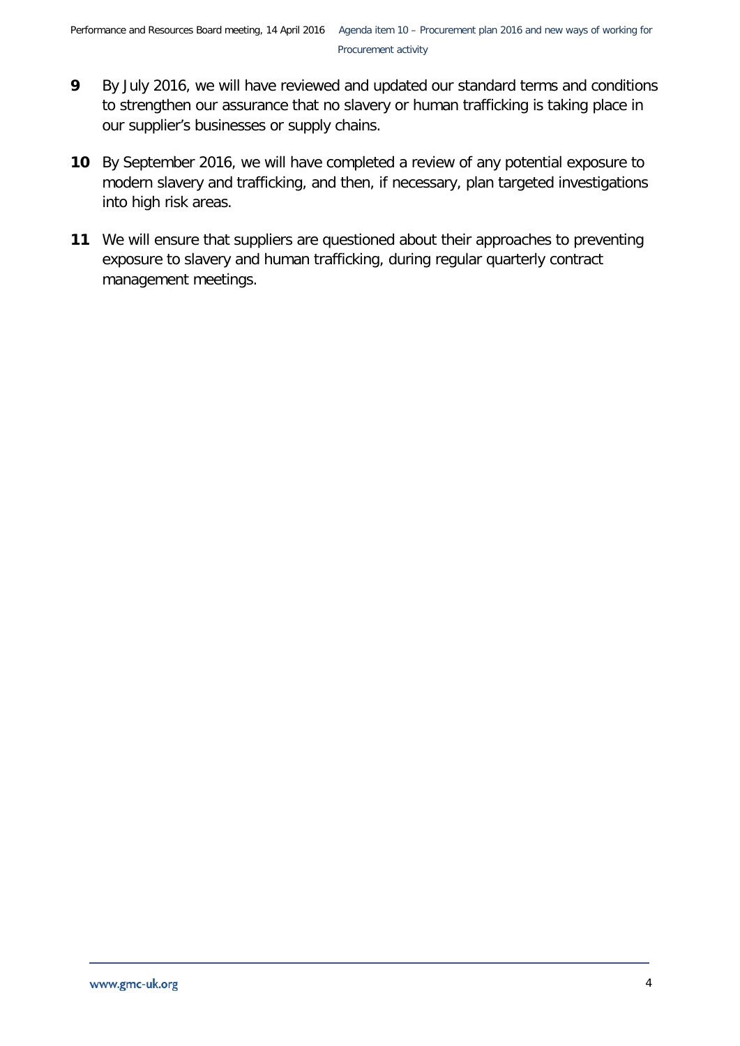**9** By July 2016, we will have reviewed and updated our standard terms and conditions to strengthen our assurance that no slavery or human trafficking is taking place in our supplier's businesses or supply chains.

**10** By September 2016, we will have completed a review of any potential exposure to modern slavery and trafficking, and then, if necessary, plan targeted investigations into high risk areas.

**11** We will ensure that suppliers are questioned about their approaches to preventing exposure to slavery and human trafficking, during regular quarterly contract management meetings.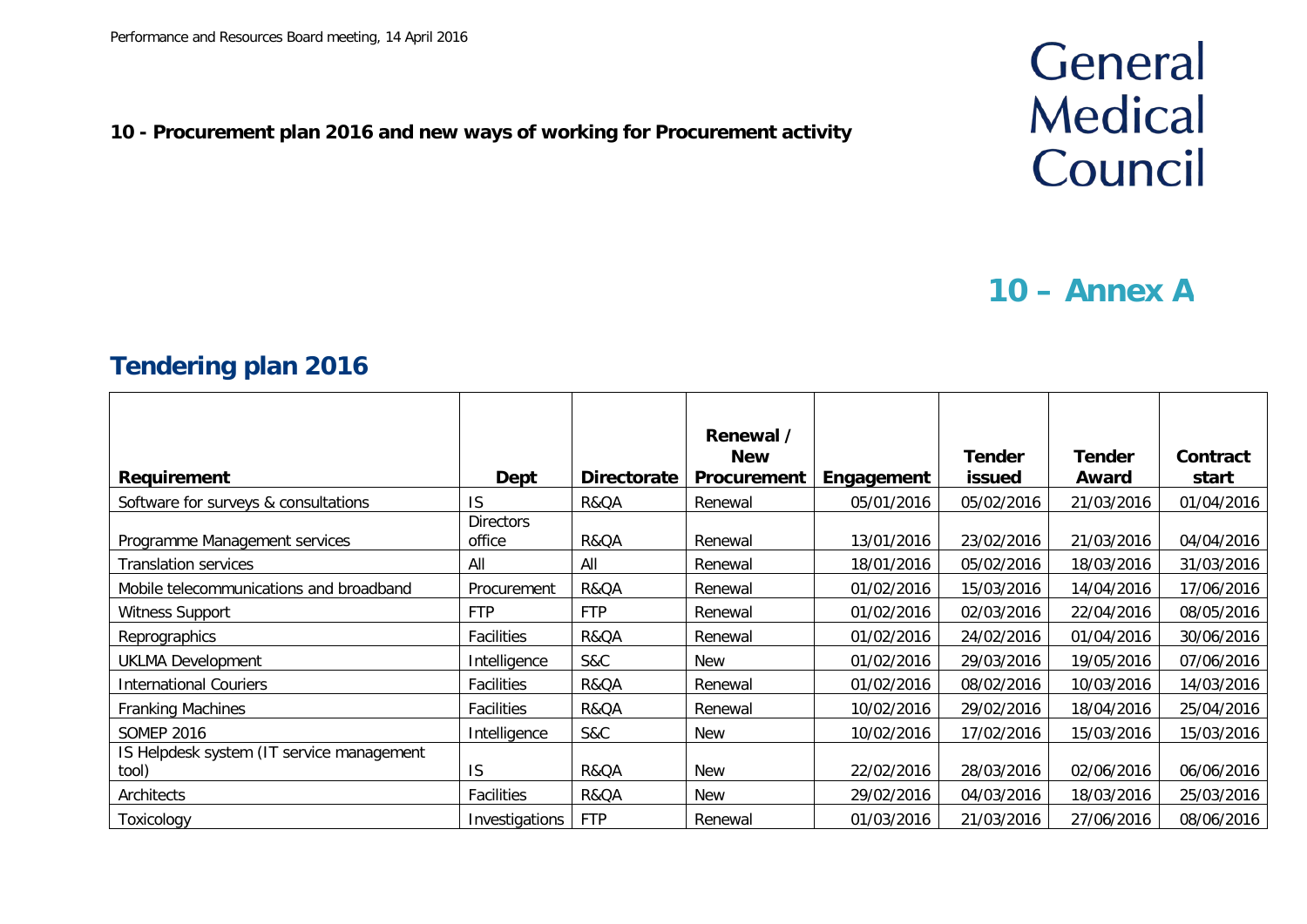**10 - Procurement plan 2016 and new ways of working for Procurement activity**

General Medical Council

# 10 – Annex A

## Tendering plan 2016

| Requirement | Dept | Directorate | Renewal / New Procurement | Engagement | Tender issued | Tender Award | Contract start |
|---|---|---|---|---|---|---|---|
| Software for surveys & consultations | IS | R&QA | Renewal | 05/01/2016 | 05/02/2016 | 21/03/2016 | 01/04/2016 |
| Programme Management services | Directors office | R&QA | Renewal | 13/01/2016 | 23/02/2016 | 21/03/2016 | 04/04/2016 |
| Translation services | All | All | Renewal | 18/01/2016 | 05/02/2016 | 18/03/2016 | 31/03/2016 |
| Mobile telecommunications and broadband | Procurement | R&QA | Renewal | 01/02/2016 | 15/03/2016 | 14/04/2016 | 17/06/2016 |
| Witness Support | FTP | FTP | Renewal | 01/02/2016 | 02/03/2016 | 22/04/2016 | 08/05/2016 |
| Reprographics | Facilities | R&QA | Renewal | 01/02/2016 | 24/02/2016 | 01/04/2016 | 30/06/2016 |
| UKLMA Development | Intelligence | S&C | New | 01/02/2016 | 29/03/2016 | 19/05/2016 | 07/06/2016 |
| International Couriers | Facilities | R&QA | Renewal | 01/02/2016 | 08/02/2016 | 10/03/2016 | 14/03/2016 |
| Franking Machines | Facilities | R&QA | Renewal | 10/02/2016 | 29/02/2016 | 18/04/2016 | 25/04/2016 |
| SOMEP 2016 | Intelligence | S&C | New | 10/02/2016 | 17/02/2016 | 15/03/2016 | 15/03/2016 |
| IS Helpdesk system (IT service management tool) | IS | R&QA | New | 22/02/2016 | 28/03/2016 | 02/06/2016 | 06/06/2016 |
| Architects | Facilities | R&QA | New | 29/02/2016 | 04/03/2016 | 18/03/2016 | 25/03/2016 |
| Toxicology | Investigations | FTP | Renewal | 01/03/2016 | 21/03/2016 | 27/06/2016 | 08/06/2016 |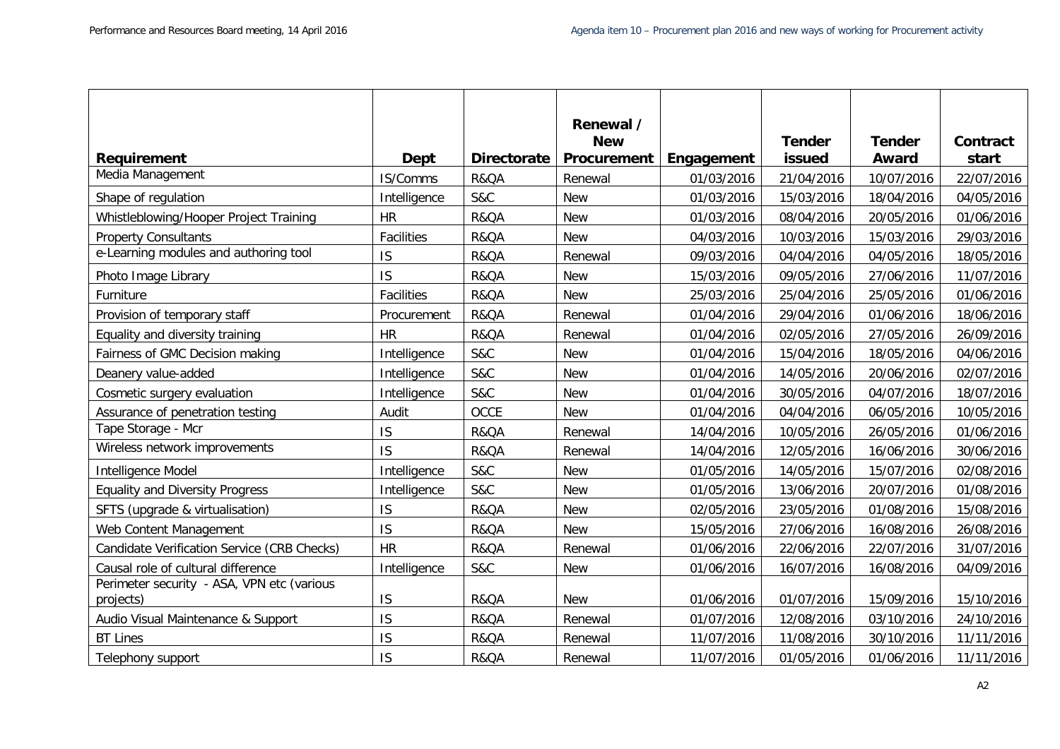| Requirement | Dept | Directorate | Renewal / New Procurement | Engagement | Tender issued | Tender Award | Contract start |
|---|---|---|---|---|---|---|---|
| Media Management | IS/Comms | R&QA | Renewal | 01/03/2016 | 21/04/2016 | 10/07/2016 | 22/07/2016 |
| Shape of regulation | Intelligence | S&C | New | 01/03/2016 | 15/03/2016 | 18/04/2016 | 04/05/2016 |
| Whistleblowing/Hooper Project Training | HR | R&QA | New | 01/03/2016 | 08/04/2016 | 20/05/2016 | 01/06/2016 |
| Property Consultants | Facilities | R&QA | New | 04/03/2016 | 10/03/2016 | 15/03/2016 | 29/03/2016 |
| e-Learning modules and authoring tool | IS | R&QA | Renewal | 09/03/2016 | 04/04/2016 | 04/05/2016 | 18/05/2016 |
| Photo Image Library | IS | R&QA | New | 15/03/2016 | 09/05/2016 | 27/06/2016 | 11/07/2016 |
| Furniture | Facilities | R&QA | New | 25/03/2016 | 25/04/2016 | 25/05/2016 | 01/06/2016 |
| Provision of temporary staff | Procurement | R&QA | Renewal | 01/04/2016 | 29/04/2016 | 01/06/2016 | 18/06/2016 |
| Equality and diversity training | HR | R&QA | Renewal | 01/04/2016 | 02/05/2016 | 27/05/2016 | 26/09/2016 |
| Fairness of GMC Decision making | Intelligence | S&C | New | 01/04/2016 | 15/04/2016 | 18/05/2016 | 04/06/2016 |
| Deanery value-added | Intelligence | S&C | New | 01/04/2016 | 14/05/2016 | 20/06/2016 | 02/07/2016 |
| Cosmetic surgery evaluation | Intelligence | S&C | New | 01/04/2016 | 30/05/2016 | 04/07/2016 | 18/07/2016 |
| Assurance of penetration testing | Audit | OCCE | New | 01/04/2016 | 04/04/2016 | 06/05/2016 | 10/05/2016 |
| Tape Storage - Mcr | IS | R&QA | Renewal | 14/04/2016 | 10/05/2016 | 26/05/2016 | 01/06/2016 |
| Wireless network improvements | IS | R&QA | Renewal | 14/04/2016 | 12/05/2016 | 16/06/2016 | 30/06/2016 |
| Intelligence Model | Intelligence | S&C | New | 01/05/2016 | 14/05/2016 | 15/07/2016 | 02/08/2016 |
| Equality and Diversity Progress | Intelligence | S&C | New | 01/05/2016 | 13/06/2016 | 20/07/2016 | 01/08/2016 |
| SFTS (upgrade & virtualisation) | IS | R&QA | New | 02/05/2016 | 23/05/2016 | 01/08/2016 | 15/08/2016 |
| Web Content Management | IS | R&QA | New | 15/05/2016 | 27/06/2016 | 16/08/2016 | 26/08/2016 |
| Candidate Verification Service (CRB Checks) | HR | R&QA | Renewal | 01/06/2016 | 22/06/2016 | 22/07/2016 | 31/07/2016 |
| Causal role of cultural difference | Intelligence | S&C | New | 01/06/2016 | 16/07/2016 | 16/08/2016 | 04/09/2016 |
| Perimeter security - ASA, VPN etc (various projects) | IS | R&QA | New | 01/06/2016 | 01/07/2016 | 15/09/2016 | 15/10/2016 |
| Audio Visual Maintenance & Support | IS | R&QA | Renewal | 01/07/2016 | 12/08/2016 | 03/10/2016 | 24/10/2016 |
| BT Lines | IS | R&QA | Renewal | 11/07/2016 | 11/08/2016 | 30/10/2016 | 11/11/2016 |
| Telephony support | IS | R&QA | Renewal | 11/07/2016 | 01/05/2016 | 01/06/2016 | 11/11/2016 |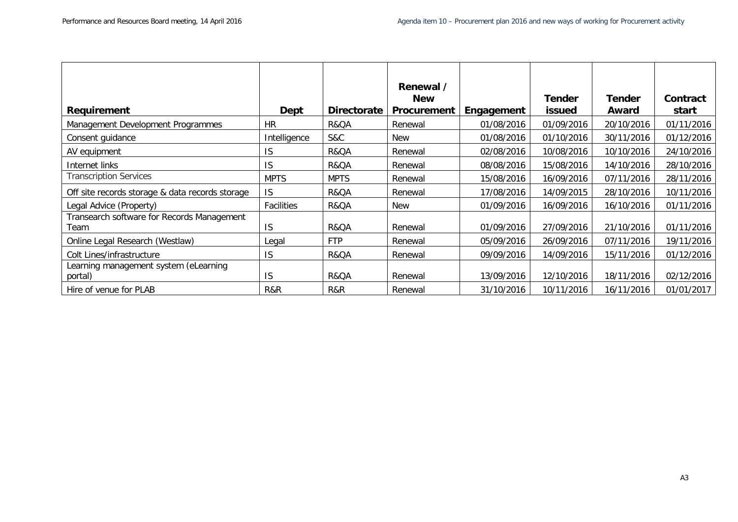| Requirement | Dept | Directorate | Renewal / New Procurement | Engagement | Tender issued | Tender Award | Contract start |
|---|---|---|---|---|---|---|---|
| Management Development Programmes | HR | R&QA | Renewal | 01/08/2016 | 01/09/2016 | 20/10/2016 | 01/11/2016 |
| Consent guidance | Intelligence | S&C | New | 01/08/2016 | 01/10/2016 | 30/11/2016 | 01/12/2016 |
| AV equipment | IS | R&QA | Renewal | 02/08/2016 | 10/08/2016 | 10/10/2016 | 24/10/2016 |
| Internet links | IS | R&QA | Renewal | 08/08/2016 | 15/08/2016 | 14/10/2016 | 28/10/2016 |
| Transcription Services | MPTS | MPTS | Renewal | 15/08/2016 | 16/09/2016 | 07/11/2016 | 28/11/2016 |
| Off site records storage & data records storage | IS | R&QA | Renewal | 17/08/2016 | 14/09/2015 | 28/10/2016 | 10/11/2016 |
| Legal Advice (Property) | Facilities | R&QA | New | 01/09/2016 | 16/09/2016 | 16/10/2016 | 01/11/2016 |
| Transearch software for Records Management Team | IS | R&QA | Renewal | 01/09/2016 | 27/09/2016 | 21/10/2016 | 01/11/2016 |
| Online Legal Research (Westlaw) | Legal | FTP | Renewal | 05/09/2016 | 26/09/2016 | 07/11/2016 | 19/11/2016 |
| Colt Lines/infrastructure | IS | R&QA | Renewal | 09/09/2016 | 14/09/2016 | 15/11/2016 | 01/12/2016 |
| Learning management system (eLearning portal) | IS | R&QA | Renewal | 13/09/2016 | 12/10/2016 | 18/11/2016 | 02/12/2016 |
| Hire of venue for PLAB | R&R | R&R | Renewal | 31/10/2016 | 10/11/2016 | 16/11/2016 | 01/01/2017 |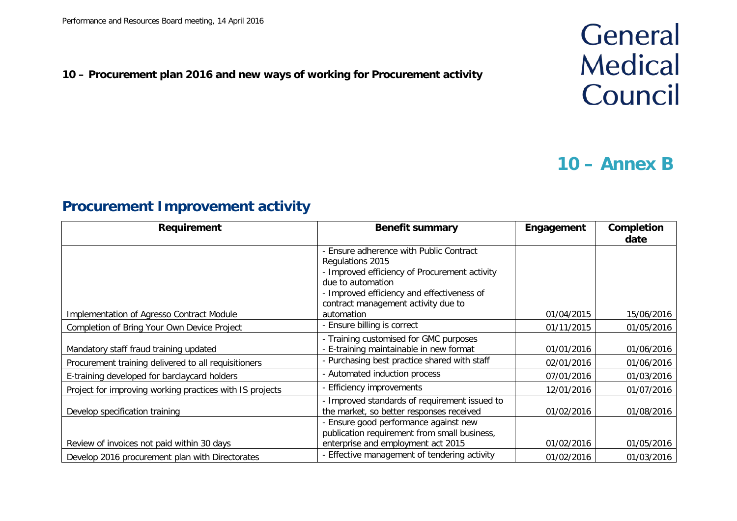**10 – Procurement plan 2016 and new ways of working for Procurement activity**

General Medical Council

# 10 – Annex B

## Procurement Improvement activity

| Requirement | Benefit summary | Engagement | Completion date |
|---|---|---|---|
| Implementation of Agresso Contract Module | - Ensure adherence with Public Contract Regulations 2015<br>- Improved efficiency of Procurement activity due to automation<br>- Improved efficiency and effectiveness of contract management activity due to automation | 01/04/2015 | 15/06/2016 |
| Completion of Bring Your Own Device Project | - Ensure billing is correct | 01/11/2015 | 01/05/2016 |
| Mandatory staff fraud training updated | - Training customised for GMC purposes<br>- E-training maintainable in new format | 01/01/2016 | 01/06/2016 |
| Procurement training delivered to all requisitioners | - Purchasing best practice shared with staff | 02/01/2016 | 01/06/2016 |
| E-training developed for barclaycard holders | - Automated induction process | 07/01/2016 | 01/03/2016 |
| Project for improving working practices with IS projects | - Efficiency improvements | 12/01/2016 | 01/07/2016 |
| Develop specification training | - Improved standards of requirement issued to the market, so better responses received | 01/02/2016 | 01/08/2016 |
| Review of invoices not paid within 30 days | - Ensure good performance against new publication requirement from small business, enterprise and employment act 2015 | 01/02/2016 | 01/05/2016 |
| Develop 2016 procurement plan with Directorates | - Effective management of tendering activity | 01/02/2016 | 01/03/2016 |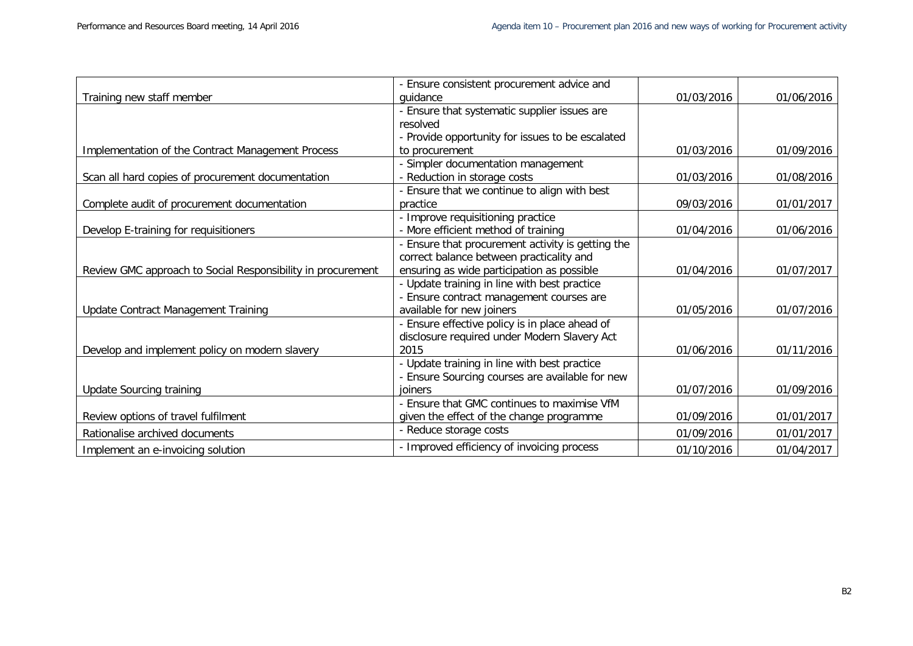| | | | |
|---|---|---|---|
| Training new staff member | - Ensure consistent procurement advice and guidance | 01/03/2016 | 01/06/2016 |
| Implementation of the Contract Management Process | - Ensure that systematic supplier issues are resolved<br>- Provide opportunity for issues to be escalated to procurement | 01/03/2016 | 01/09/2016 |
| Scan all hard copies of procurement documentation | - Simpler documentation management<br>- Reduction in storage costs | 01/03/2016 | 01/08/2016 |
| Complete audit of procurement documentation | - Ensure that we continue to align with best practice | 09/03/2016 | 01/01/2017 |
| Develop E-training for requisitioners | - Improve requisitioning practice<br>- More efficient method of training | 01/04/2016 | 01/06/2016 |
| Review GMC approach to Social Responsibility in procurement | - Ensure that procurement activity is getting the correct balance between practicality and ensuring as wide participation as possible | 01/04/2016 | 01/07/2017 |
| Update Contract Management Training | - Update training in line with best practice<br>- Ensure contract management courses are available for new joiners | 01/05/2016 | 01/07/2016 |
| Develop and implement policy on modern slavery | - Ensure effective policy is in place ahead of disclosure required under Modern Slavery Act 2015 | 01/06/2016 | 01/11/2016 |
| Update Sourcing training | - Update training in line with best practice<br>- Ensure Sourcing courses are available for new joiners | 01/07/2016 | 01/09/2016 |
| Review options of travel fulfilment | - Ensure that GMC continues to maximise VfM given the effect of the change programme | 01/09/2016 | 01/01/2017 |
| Rationalise archived documents | - Reduce storage costs | 01/09/2016 | 01/01/2017 |
| Implement an e-invoicing solution | - Improved efficiency of invoicing process | 01/10/2016 | 01/04/2017 |